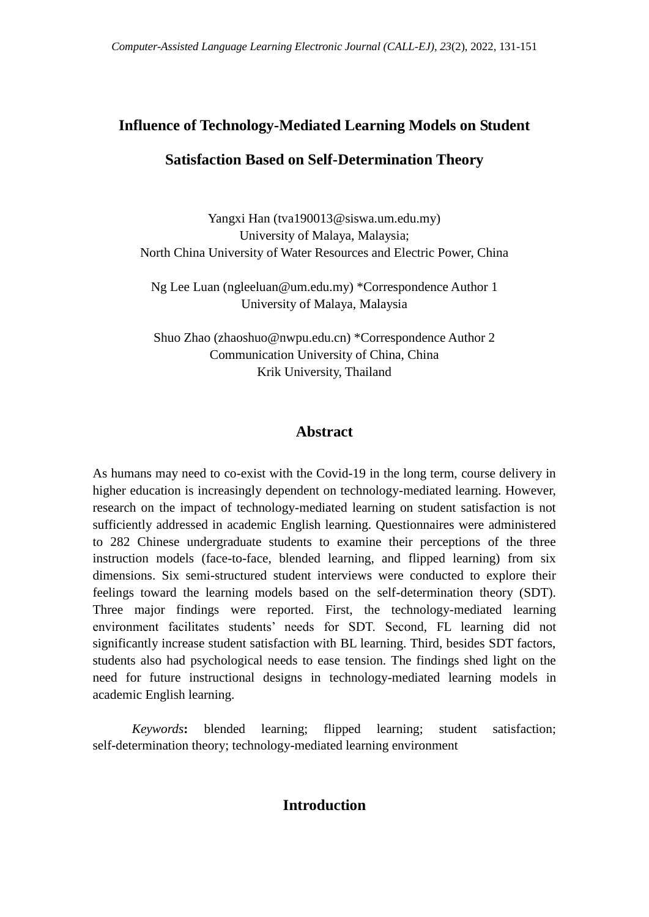# Influence of Technology-Mediated Learning Models on Student Satisfaction Based on Self-Determination Theory

Yangxi Han (tva190013@siswa.um.edu.my)
University of Malaya, Malaysia;
North China University of Water Resources and Electric Power, China

Ng Lee Luan (ngleeluan@um.edu.my) *Correspondence Author 1
University of Malaya, Malaysia

Shuo Zhao (zhaoshuo@nwpu.edu.cn) *Correspondence Author 2
Communication University of China, China
Krik University, Thailand

## Abstract

As humans may need to co-exist with the Covid-19 in the long term, course delivery in higher education is increasingly dependent on technology-mediated learning. However, research on the impact of technology-mediated learning on student satisfaction is not sufficiently addressed in academic English learning. Questionnaires were administered to 282 Chinese undergraduate students to examine their perceptions of the three instruction models (face-to-face, blended learning, and flipped learning) from six dimensions. Six semi-structured student interviews were conducted to explore their feelings toward the learning models based on the self-determination theory (SDT). Three major findings were reported. First, the technology-mediated learning environment facilitates students' needs for SDT. Second, FL learning did not significantly increase student satisfaction with BL learning. Third, besides SDT factors, students also had psychological needs to ease tension. The findings shed light on the need for future instructional designs in technology-mediated learning models in academic English learning.

*Keywords*: blended learning; flipped learning; student satisfaction; self-determination theory; technology-mediated learning environment

## Introduction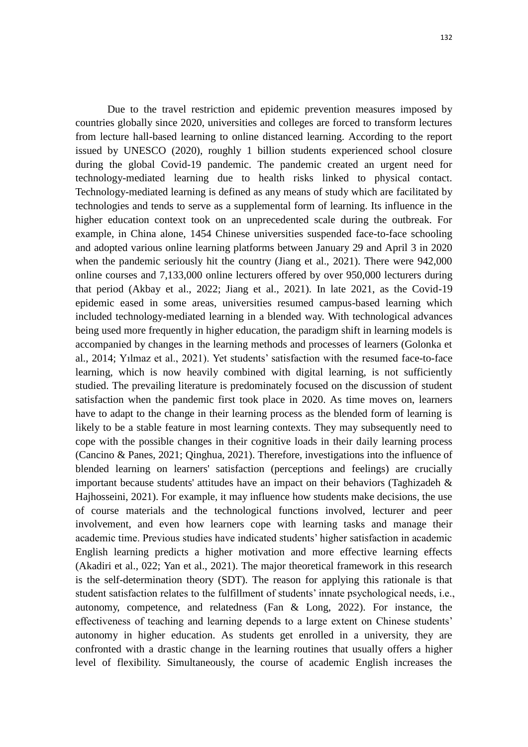Due to the travel restriction and epidemic prevention measures imposed by countries globally since 2020, universities and colleges are forced to transform lectures from lecture hall-based learning to online distanced learning. According to the report issued by UNESCO (2020), roughly 1 billion students experienced school closure during the global Covid-19 pandemic. The pandemic created an urgent need for technology-mediated learning due to health risks linked to physical contact. Technology-mediated learning is defined as any means of study which are facilitated by technologies and tends to serve as a supplemental form of learning. Its influence in the higher education context took on an unprecedented scale during the outbreak. For example, in China alone, 1454 Chinese universities suspended face-to-face schooling and adopted various online learning platforms between January 29 and April 3 in 2020 when the pandemic seriously hit the country (Jiang et al., 2021). There were 942,000 online courses and 7,133,000 online lecturers offered by over 950,000 lecturers during that period (Akbay et al., 2022; Jiang et al., 2021). In late 2021, as the Covid-19 epidemic eased in some areas, universities resumed campus-based learning which included technology-mediated learning in a blended way. With technological advances being used more frequently in higher education, the paradigm shift in learning models is accompanied by changes in the learning methods and processes of learners (Golonka et al., 2014; Yılmaz et al., 2021). Yet students' satisfaction with the resumed face-to-face learning, which is now heavily combined with digital learning, is not sufficiently studied. The prevailing literature is predominately focused on the discussion of student satisfaction when the pandemic first took place in 2020. As time moves on, learners have to adapt to the change in their learning process as the blended form of learning is likely to be a stable feature in most learning contexts. They may subsequently need to cope with the possible changes in their cognitive loads in their daily learning process (Cancino & Panes, 2021; Qinghua, 2021). Therefore, investigations into the influence of blended learning on learners' satisfaction (perceptions and feelings) are crucially important because students' attitudes have an impact on their behaviors (Taghizadeh & Hajhosseini, 2021). For example, it may influence how students make decisions, the use of course materials and the technological functions involved, lecturer and peer involvement, and even how learners cope with learning tasks and manage their academic time. Previous studies have indicated students' higher satisfaction in academic English learning predicts a higher motivation and more effective learning effects (Akadiri et al., 022; Yan et al., 2021). The major theoretical framework in this research is the self-determination theory (SDT). The reason for applying this rationale is that student satisfaction relates to the fulfillment of students' innate psychological needs, i.e., autonomy, competence, and relatedness (Fan & Long, 2022). For instance, the effectiveness of teaching and learning depends to a large extent on Chinese students' autonomy in higher education. As students get enrolled in a university, they are confronted with a drastic change in the learning routines that usually offers a higher level of flexibility. Simultaneously, the course of academic English increases the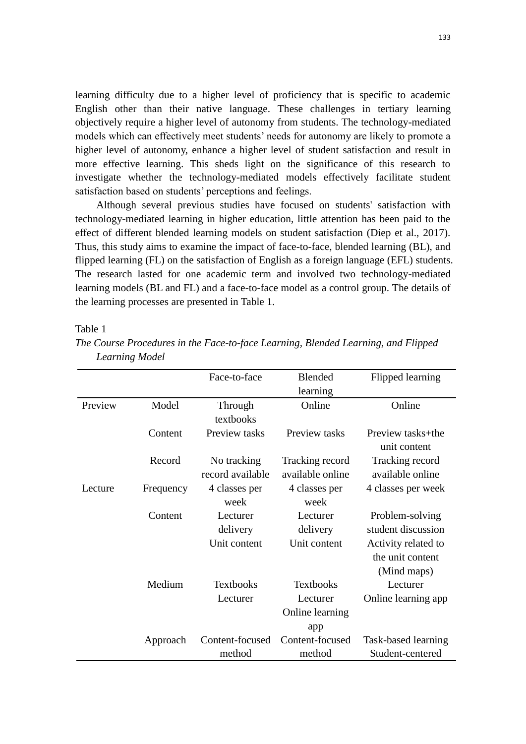learning difficulty due to a higher level of proficiency that is specific to academic English other than their native language. These challenges in tertiary learning objectively require a higher level of autonomy from students. The technology-mediated models which can effectively meet students' needs for autonomy are likely to promote a higher level of autonomy, enhance a higher level of student satisfaction and result in more effective learning. This sheds light on the significance of this research to investigate whether the technology-mediated models effectively facilitate student satisfaction based on students' perceptions and feelings.

Although several previous studies have focused on students' satisfaction with technology-mediated learning in higher education, little attention has been paid to the effect of different blended learning models on student satisfaction (Diep et al., 2017). Thus, this study aims to examine the impact of face-to-face, blended learning (BL), and flipped learning (FL) on the satisfaction of English as a foreign language (EFL) students. The research lasted for one academic term and involved two technology-mediated learning models (BL and FL) and a face-to-face model as a control group. The details of the learning processes are presented in Table 1.

Table 1

*The Course Procedures in the Face-to-face Learning, Blended Learning, and Flipped Learning Model*

| | | Face-to-face | Blended learning | Flipped learning |
|---|---|---|---|---|
| Preview | Model | Through textbooks | Online | Online |
| | Content | Preview tasks | Preview tasks | Preview tasks+the unit content |
| | Record | No tracking record available | Tracking record available online | Tracking record available online |
| Lecture | Frequency | 4 classes per week | 4 classes per week | 4 classes per week |
| | Content | Lecturer delivery<br>Unit content | Lecturer delivery<br>Unit content | Problem-solving student discussion<br>Activity related to the unit content (Mind maps) |
| | Medium | Textbooks<br>Lecturer | Textbooks<br>Lecturer<br>Online learning app | Lecturer<br>Online learning app |
| | Approach | Content-focused method | Content-focused method | Task-based learning<br>Student-centered |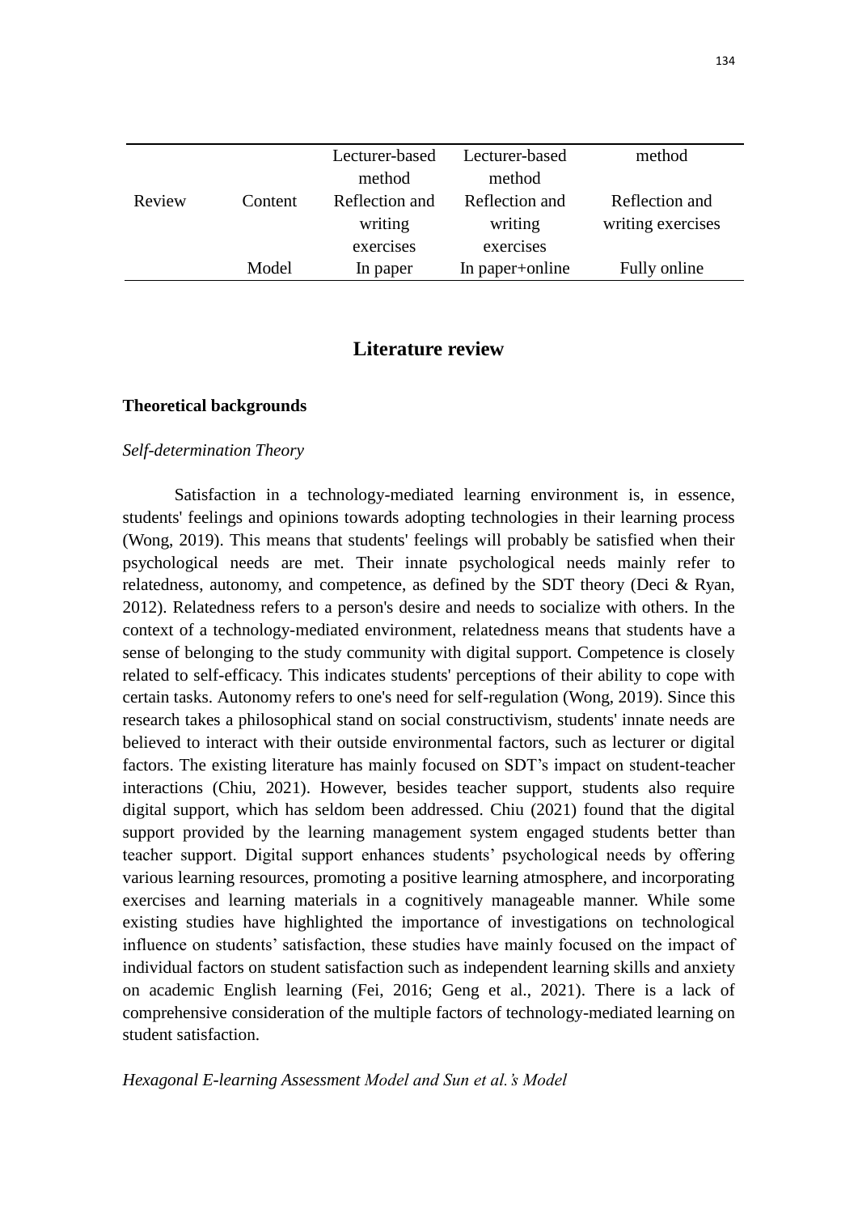| | | Lecturer-based method | Lecturer-based method | method |
|---|---|---|---|---|
| Review | Content | Reflection and writing exercises | Reflection and writing exercises | Reflection and writing exercises |
| | Model | In paper | In paper+online | Fully online |

## Literature review

### Theoretical backgrounds

#### *Self-determination Theory*

Satisfaction in a technology-mediated learning environment is, in essence, students' feelings and opinions towards adopting technologies in their learning process (Wong, 2019). This means that students' feelings will probably be satisfied when their psychological needs are met. Their innate psychological needs mainly refer to relatedness, autonomy, and competence, as defined by the SDT theory (Deci & Ryan, 2012). Relatedness refers to a person's desire and needs to socialize with others. In the context of a technology-mediated environment, relatedness means that students have a sense of belonging to the study community with digital support. Competence is closely related to self-efficacy. This indicates students' perceptions of their ability to cope with certain tasks. Autonomy refers to one's need for self-regulation (Wong, 2019). Since this research takes a philosophical stand on social constructivism, students' innate needs are believed to interact with their outside environmental factors, such as lecturer or digital factors. The existing literature has mainly focused on SDT's impact on student-teacher interactions (Chiu, 2021). However, besides teacher support, students also require digital support, which has seldom been addressed. Chiu (2021) found that the digital support provided by the learning management system engaged students better than teacher support. Digital support enhances students' psychological needs by offering various learning resources, promoting a positive learning atmosphere, and incorporating exercises and learning materials in a cognitively manageable manner. While some existing studies have highlighted the importance of investigations on technological influence on students' satisfaction, these studies have mainly focused on the impact of individual factors on student satisfaction such as independent learning skills and anxiety on academic English learning (Fei, 2016; Geng et al., 2021). There is a lack of comprehensive consideration of the multiple factors of technology-mediated learning on student satisfaction.

#### *Hexagonal E-learning Assessment Model and Sun et al.'s Model*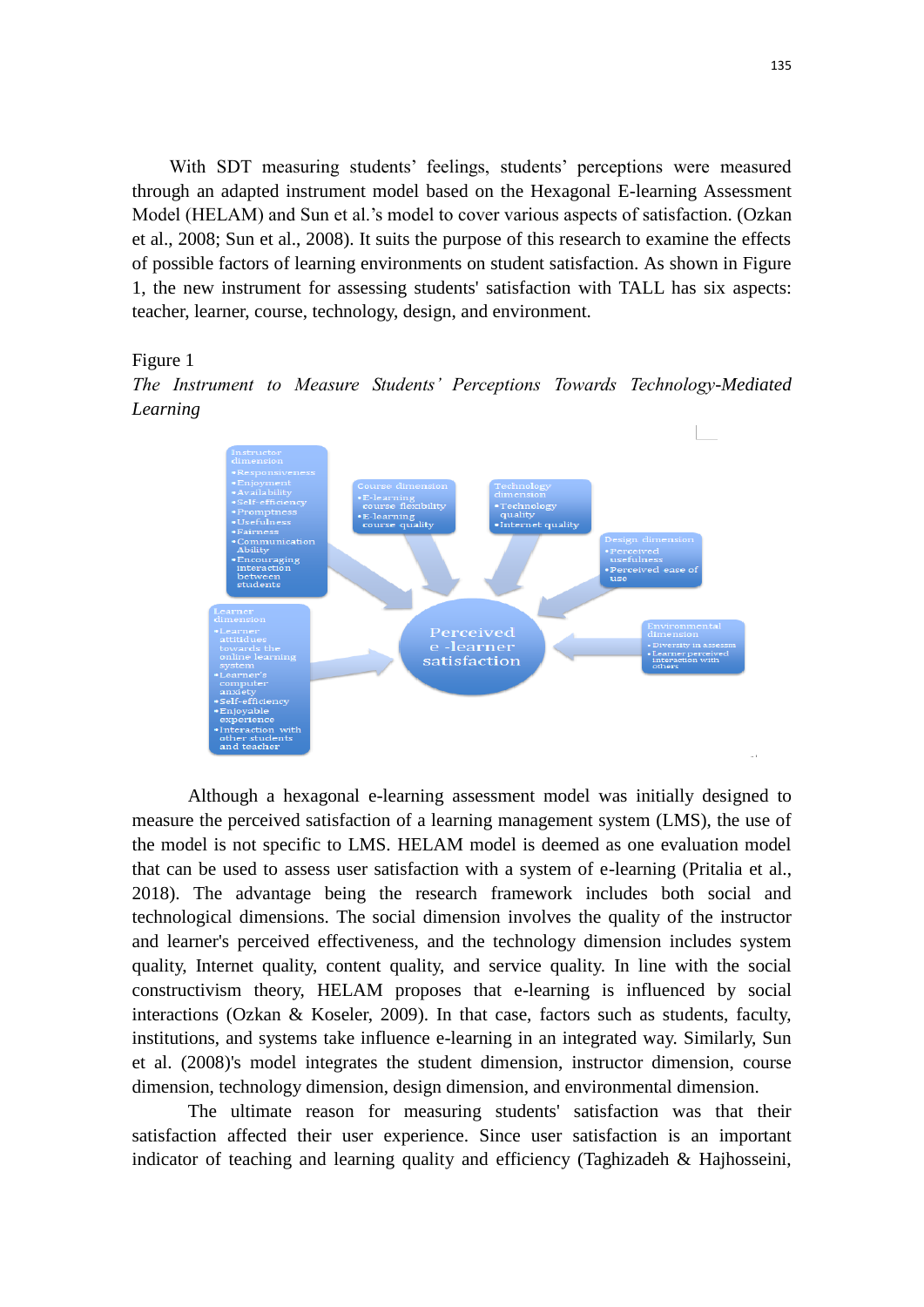With SDT measuring students' feelings, students' perceptions were measured through an adapted instrument model based on the Hexagonal E-learning Assessment Model (HELAM) and Sun et al.'s model to cover various aspects of satisfaction. (Ozkan et al., 2008; Sun et al., 2008). It suits the purpose of this research to examine the effects of possible factors of learning environments on student satisfaction. As shown in Figure 1, the new instrument for assessing students' satisfaction with TALL has six aspects: teacher, learner, course, technology, design, and environment.

Figure 1

*The Instrument to Measure Students' Perceptions Towards Technology-Mediated Learning*

**Perceived e-learner satisfaction**

Instructor dimension
- Responsiveness
- Enjoyment
- Availability
- Self-efficiency
- Promptness
- Usefulness
- Fairness
- Communication Ability
- Encouraging interaction between students

Course dimension
- E-learning course flexibility
- E-learning course quality

Technology dimension
- Technology quality
- Internet quality

Design dimension
- Perceived usefulness
- Perceived ease of use

Environmental dimension
- Diversity in assessm
- Learner perceived interaction with others

Learner dimension
- Learner attitudes towards the online learning system
- Learner's computer anxiety
- Self-efficiency
- Enjoyable experience
- Interaction with other students and teacher

Although a hexagonal e-learning assessment model was initially designed to measure the perceived satisfaction of a learning management system (LMS), the use of the model is not specific to LMS. HELAM model is deemed as one evaluation model that can be used to assess user satisfaction with a system of e-learning (Pritalia et al., 2018). The advantage being the research framework includes both social and technological dimensions. The social dimension involves the quality of the instructor and learner's perceived effectiveness, and the technology dimension includes system quality, Internet quality, content quality, and service quality. In line with the social constructivism theory, HELAM proposes that e-learning is influenced by social interactions (Ozkan & Koseler, 2009). In that case, factors such as students, faculty, institutions, and systems take influence e-learning in an integrated way. Similarly, Sun et al. (2008)'s model integrates the student dimension, instructor dimension, course dimension, technology dimension, design dimension, and environmental dimension.

The ultimate reason for measuring students' satisfaction was that their satisfaction affected their user experience. Since user satisfaction is an important indicator of teaching and learning quality and efficiency (Taghizadeh & Hajhosseini,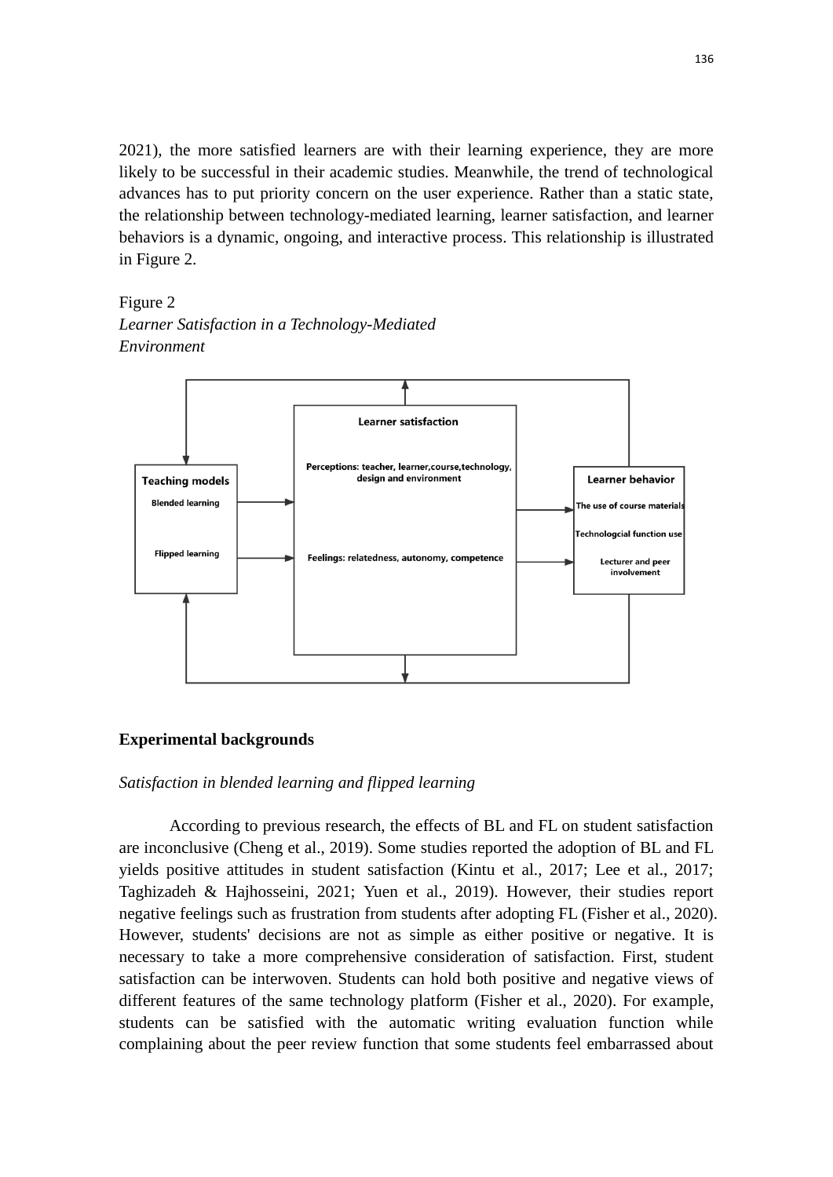2021), the more satisfied learners are with their learning experience, they are more likely to be successful in their academic studies. Meanwhile, the trend of technological advances has to put priority concern on the user experience. Rather than a static state, the relationship between technology-mediated learning, learner satisfaction, and learner behaviors is a dynamic, ongoing, and interactive process. This relationship is illustrated in Figure 2.

Figure 2
*Learner Satisfaction in a Technology-Mediated Environment*

## Experimental backgrounds

*Satisfaction in blended learning and flipped learning*

According to previous research, the effects of BL and FL on student satisfaction are inconclusive (Cheng et al., 2019). Some studies reported the adoption of BL and FL yields positive attitudes in student satisfaction (Kintu et al., 2017; Lee et al., 2017; Taghizadeh & Hajhosseini, 2021; Yuen et al., 2019). However, their studies report negative feelings such as frustration from students after adopting FL (Fisher et al., 2020). However, students' decisions are not as simple as either positive or negative. It is necessary to take a more comprehensive consideration of satisfaction. First, student satisfaction can be interwoven. Students can hold both positive and negative views of different features of the same technology platform (Fisher et al., 2020). For example, students can be satisfied with the automatic writing evaluation function while complaining about the peer review function that some students feel embarrassed about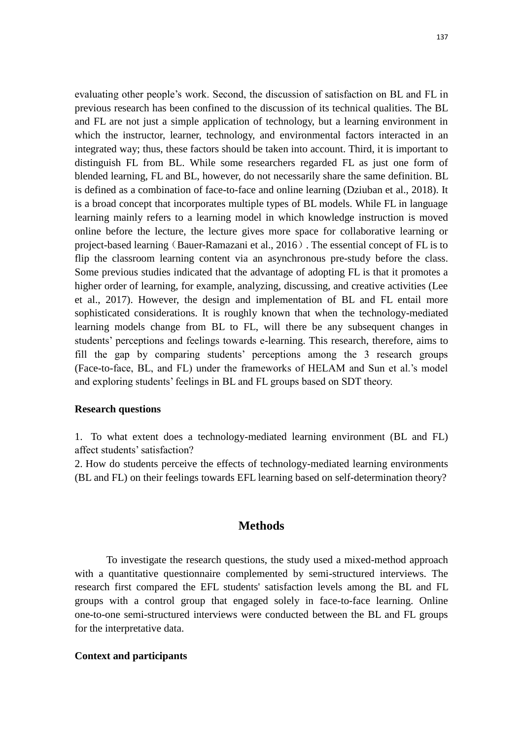evaluating other people's work. Second, the discussion of satisfaction on BL and FL in previous research has been confined to the discussion of its technical qualities. The BL and FL are not just a simple application of technology, but a learning environment in which the instructor, learner, technology, and environmental factors interacted in an integrated way; thus, these factors should be taken into account. Third, it is important to distinguish FL from BL. While some researchers regarded FL as just one form of blended learning, FL and BL, however, do not necessarily share the same definition. BL is defined as a combination of face-to-face and online learning (Dziuban et al., 2018). It is a broad concept that incorporates multiple types of BL models. While FL in language learning mainly refers to a learning model in which knowledge instruction is moved online before the lecture, the lecture gives more space for collaborative learning or project-based learning（Bauer-Ramazani et al., 2016）. The essential concept of FL is to flip the classroom learning content via an asynchronous pre-study before the class. Some previous studies indicated that the advantage of adopting FL is that it promotes a higher order of learning, for example, analyzing, discussing, and creative activities (Lee et al., 2017). However, the design and implementation of BL and FL entail more sophisticated considerations. It is roughly known that when the technology-mediated learning models change from BL to FL, will there be any subsequent changes in students' perceptions and feelings towards e-learning. This research, therefore, aims to fill the gap by comparing students' perceptions among the 3 research groups (Face-to-face, BL, and FL) under the frameworks of HELAM and Sun et al.'s model and exploring students' feelings in BL and FL groups based on SDT theory.

### Research questions

1. To what extent does a technology-mediated learning environment (BL and FL) affect students' satisfaction?
2. How do students perceive the effects of technology-mediated learning environments (BL and FL) on their feelings towards EFL learning based on self-determination theory?

## Methods

To investigate the research questions, the study used a mixed-method approach with a quantitative questionnaire complemented by semi-structured interviews. The research first compared the EFL students' satisfaction levels among the BL and FL groups with a control group that engaged solely in face-to-face learning. Online one-to-one semi-structured interviews were conducted between the BL and FL groups for the interpretative data.

### Context and participants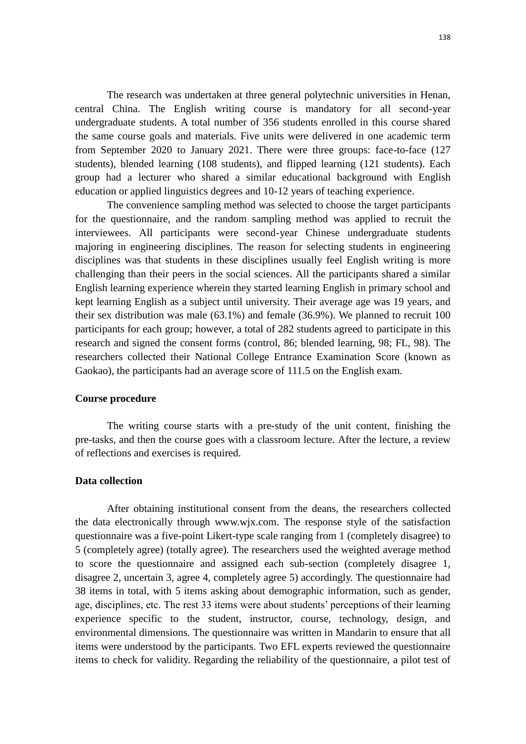The research was undertaken at three general polytechnic universities in Henan, central China. The English writing course is mandatory for all second-year undergraduate students. A total number of 356 students enrolled in this course shared the same course goals and materials. Five units were delivered in one academic term from September 2020 to January 2021. There were three groups: face-to-face (127 students), blended learning (108 students), and flipped learning (121 students). Each group had a lecturer who shared a similar educational background with English education or applied linguistics degrees and 10-12 years of teaching experience.

The convenience sampling method was selected to choose the target participants for the questionnaire, and the random sampling method was applied to recruit the interviewees. All participants were second-year Chinese undergraduate students majoring in engineering disciplines. The reason for selecting students in engineering disciplines was that students in these disciplines usually feel English writing is more challenging than their peers in the social sciences. All the participants shared a similar English learning experience wherein they started learning English in primary school and kept learning English as a subject until university. Their average age was 19 years, and their sex distribution was male (63.1%) and female (36.9%). We planned to recruit 100 participants for each group; however, a total of 282 students agreed to participate in this research and signed the consent forms (control, 86; blended learning, 98; FL, 98). The researchers collected their National College Entrance Examination Score (known as Gaokao), the participants had an average score of 111.5 on the English exam.

**Course procedure**

The writing course starts with a pre-study of the unit content, finishing the pre-tasks, and then the course goes with a classroom lecture. After the lecture, a review of reflections and exercises is required.

**Data collection**

After obtaining institutional consent from the deans, the researchers collected the data electronically through www.wjx.com. The response style of the satisfaction questionnaire was a five-point Likert-type scale ranging from 1 (completely disagree) to 5 (completely agree) (totally agree). The researchers used the weighted average method to score the questionnaire and assigned each sub-section (completely disagree 1, disagree 2, uncertain 3, agree 4, completely agree 5) accordingly. The questionnaire had 38 items in total, with 5 items asking about demographic information, such as gender, age, disciplines, etc. The rest 33 items were about students' perceptions of their learning experience specific to the student, instructor, course, technology, design, and environmental dimensions. The questionnaire was written in Mandarin to ensure that all items were understood by the participants. Two EFL experts reviewed the questionnaire items to check for validity. Regarding the reliability of the questionnaire, a pilot test of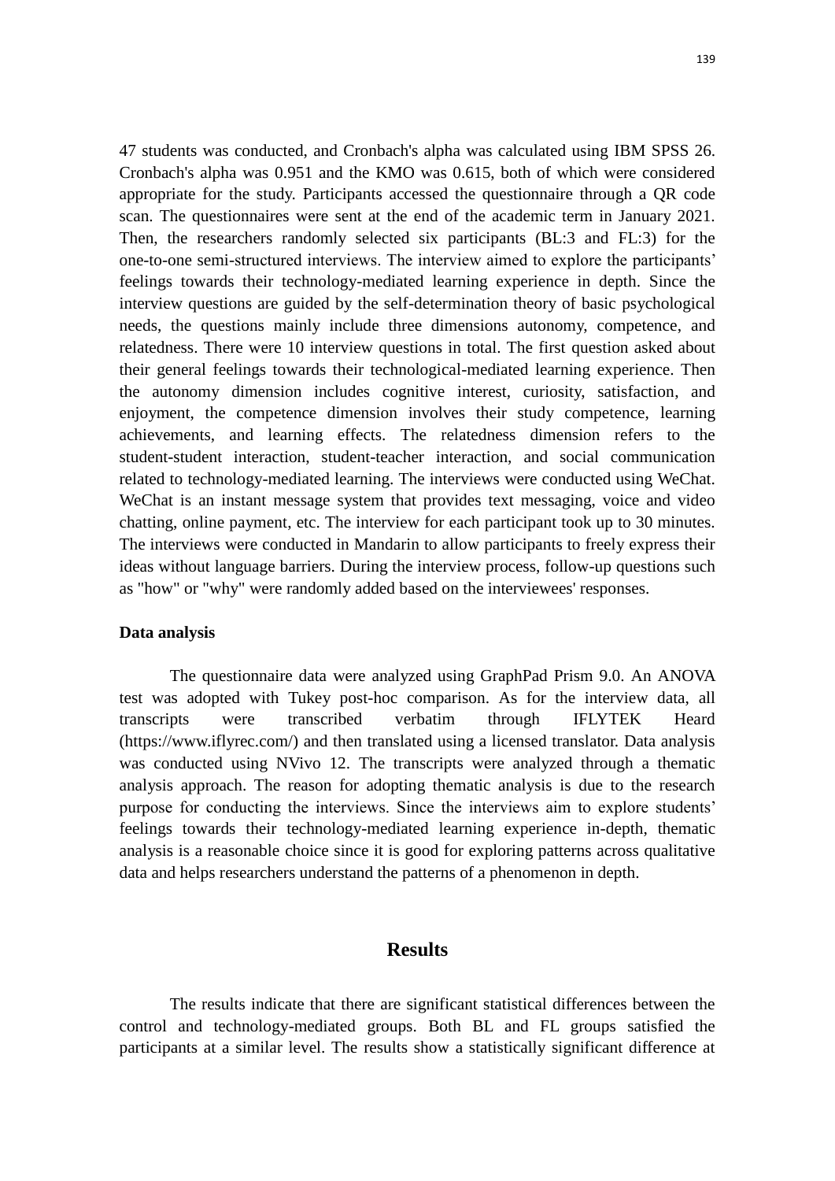47 students was conducted, and Cronbach's alpha was calculated using IBM SPSS 26. Cronbach's alpha was 0.951 and the KMO was 0.615, both of which were considered appropriate for the study. Participants accessed the questionnaire through a QR code scan. The questionnaires were sent at the end of the academic term in January 2021. Then, the researchers randomly selected six participants (BL:3 and FL:3) for the one-to-one semi-structured interviews. The interview aimed to explore the participants' feelings towards their technology-mediated learning experience in depth. Since the interview questions are guided by the self-determination theory of basic psychological needs, the questions mainly include three dimensions autonomy, competence, and relatedness. There were 10 interview questions in total. The first question asked about their general feelings towards their technological-mediated learning experience. Then the autonomy dimension includes cognitive interest, curiosity, satisfaction, and enjoyment, the competence dimension involves their study competence, learning achievements, and learning effects. The relatedness dimension refers to the student-student interaction, student-teacher interaction, and social communication related to technology-mediated learning. The interviews were conducted using WeChat. WeChat is an instant message system that provides text messaging, voice and video chatting, online payment, etc. The interview for each participant took up to 30 minutes. The interviews were conducted in Mandarin to allow participants to freely express their ideas without language barriers. During the interview process, follow-up questions such as "how" or "why" were randomly added based on the interviewees' responses.

**Data analysis**

The questionnaire data were analyzed using GraphPad Prism 9.0. An ANOVA test was adopted with Tukey post-hoc comparison. As for the interview data, all transcripts were transcribed verbatim through IFLYTEK Heard (https://www.iflyrec.com/) and then translated using a licensed translator. Data analysis was conducted using NVivo 12. The transcripts were analyzed through a thematic analysis approach. The reason for adopting thematic analysis is due to the research purpose for conducting the interviews. Since the interviews aim to explore students' feelings towards their technology-mediated learning experience in-depth, thematic analysis is a reasonable choice since it is good for exploring patterns across qualitative data and helps researchers understand the patterns of a phenomenon in depth.

## Results

The results indicate that there are significant statistical differences between the control and technology-mediated groups. Both BL and FL groups satisfied the participants at a similar level. The results show a statistically significant difference at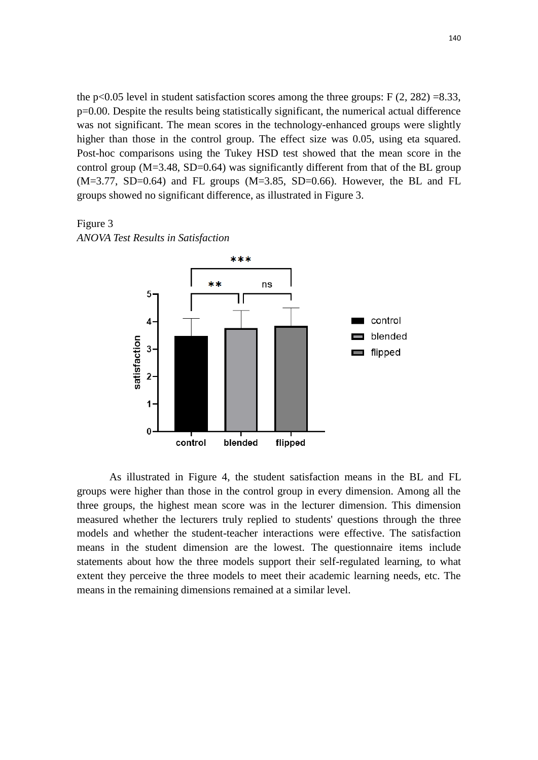the $p<0.05$ level in student satisfaction scores among the three groups: $F(2, 282) = 8.33$, $p=0.00$. Despite the results being statistically significant, the numerical actual difference was not significant. The mean scores in the technology-enhanced groups were slightly higher than those in the control group. The effect size was 0.05, using eta squared. Post-hoc comparisons using the Tukey HSD test showed that the mean score in the control group ($M=3.48$, $SD=0.64$) was significantly different from that of the BL group ($M=3.77$, $SD=0.64$) and FL groups ($M=3.85$, $SD=0.66$). However, the BL and FL groups showed no significant difference, as illustrated in Figure 3.

Figure 3
*ANOVA Test Results in Satisfaction*

As illustrated in Figure 4, the student satisfaction means in the BL and FL groups were higher than those in the control group in every dimension. Among all the three groups, the highest mean score was in the lecturer dimension. This dimension measured whether the lecturers truly replied to students' questions through the three models and whether the student-teacher interactions were effective. The satisfaction means in the student dimension are the lowest. The questionnaire items include statements about how the three models support their self-regulated learning, to what extent they perceive the three models to meet their academic learning needs, etc. The means in the remaining dimensions remained at a similar level.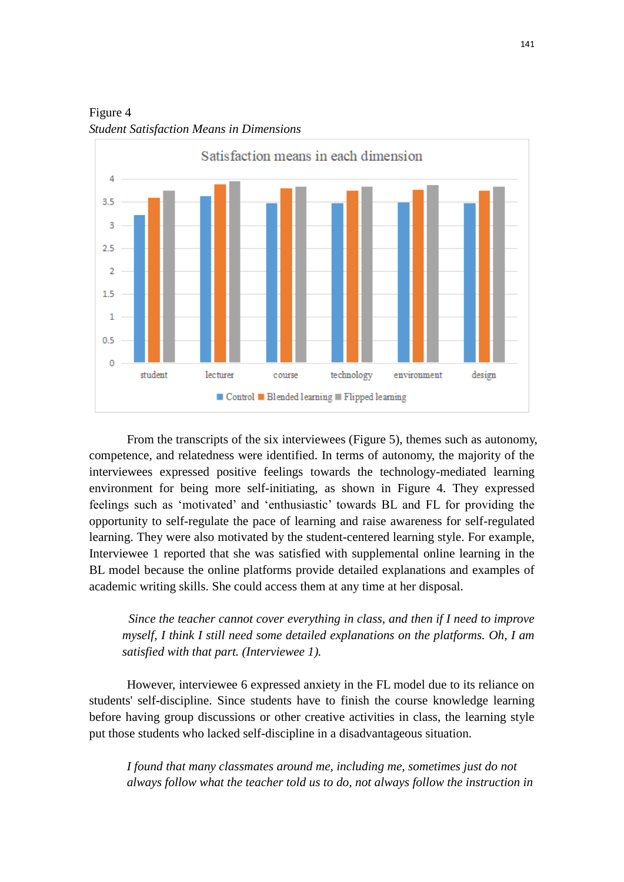Figure 4

*Student Satisfaction Means in Dimensions*

From the transcripts of the six interviewees (Figure 5), themes such as autonomy, competence, and relatedness were identified. In terms of autonomy, the majority of the interviewees expressed positive feelings towards the technology-mediated learning environment for being more self-initiating, as shown in Figure 4. They expressed feelings such as 'motivated' and 'enthusiastic' towards BL and FL for providing the opportunity to self-regulate the pace of learning and raise awareness for self-regulated learning. They were also motivated by the student-centered learning style. For example, Interviewee 1 reported that she was satisfied with supplemental online learning in the BL model because the online platforms provide detailed explanations and examples of academic writing skills. She could access them at any time at her disposal.

> *Since the teacher cannot cover everything in class, and then if I need to improve myself, I think I still need some detailed explanations on the platforms. Oh, I am satisfied with that part. (Interviewee 1).*

However, interviewee 6 expressed anxiety in the FL model due to its reliance on students' self-discipline. Since students have to finish the course knowledge learning before having group discussions or other creative activities in class, the learning style put those students who lacked self-discipline in a disadvantageous situation.

> *I found that many classmates around me, including me, sometimes just do not always follow what the teacher told us to do, not always follow the instruction in*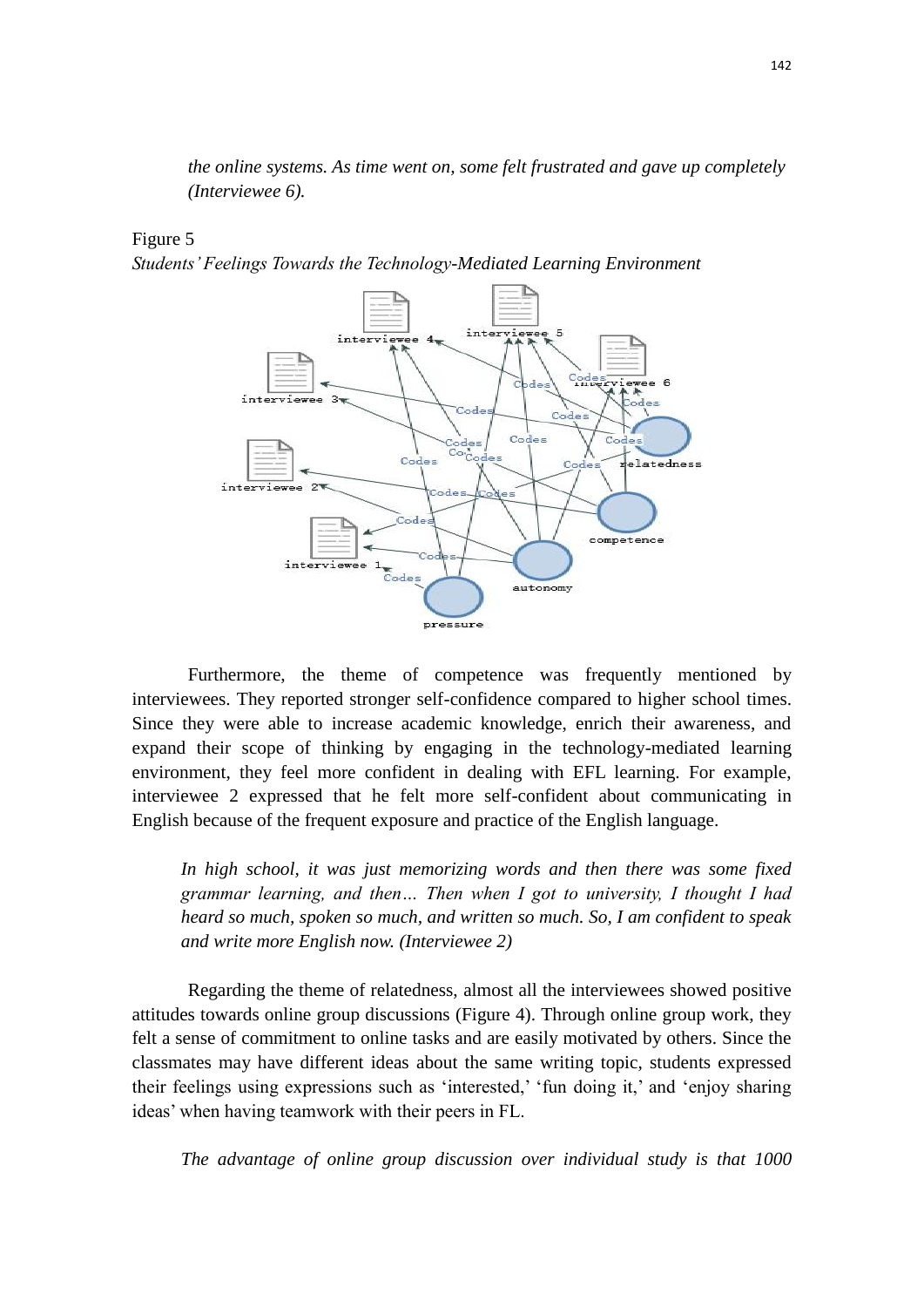*the online systems. As time went on, some felt frustrated and gave up completely (Interviewee 6).*

Figure 5

*Students' Feelings Towards the Technology-Mediated Learning Environment*

Furthermore, the theme of competence was frequently mentioned by interviewees. They reported stronger self-confidence compared to higher school times. Since they were able to increase academic knowledge, enrich their awareness, and expand their scope of thinking by engaging in the technology-mediated learning environment, they feel more confident in dealing with EFL learning. For example, interviewee 2 expressed that he felt more self-confident about communicating in English because of the frequent exposure and practice of the English language.

> *In high school, it was just memorizing words and then there was some fixed grammar learning, and then… Then when I got to university, I thought I had heard so much, spoken so much, and written so much. So, I am confident to speak and write more English now. (Interviewee 2)*

Regarding the theme of relatedness, almost all the interviewees showed positive attitudes towards online group discussions (Figure 4). Through online group work, they felt a sense of commitment to online tasks and are easily motivated by others. Since the classmates may have different ideas about the same writing topic, students expressed their feelings using expressions such as 'interested,' 'fun doing it,' and 'enjoy sharing ideas' when having teamwork with their peers in FL.

> *The advantage of online group discussion over individual study is that 1000*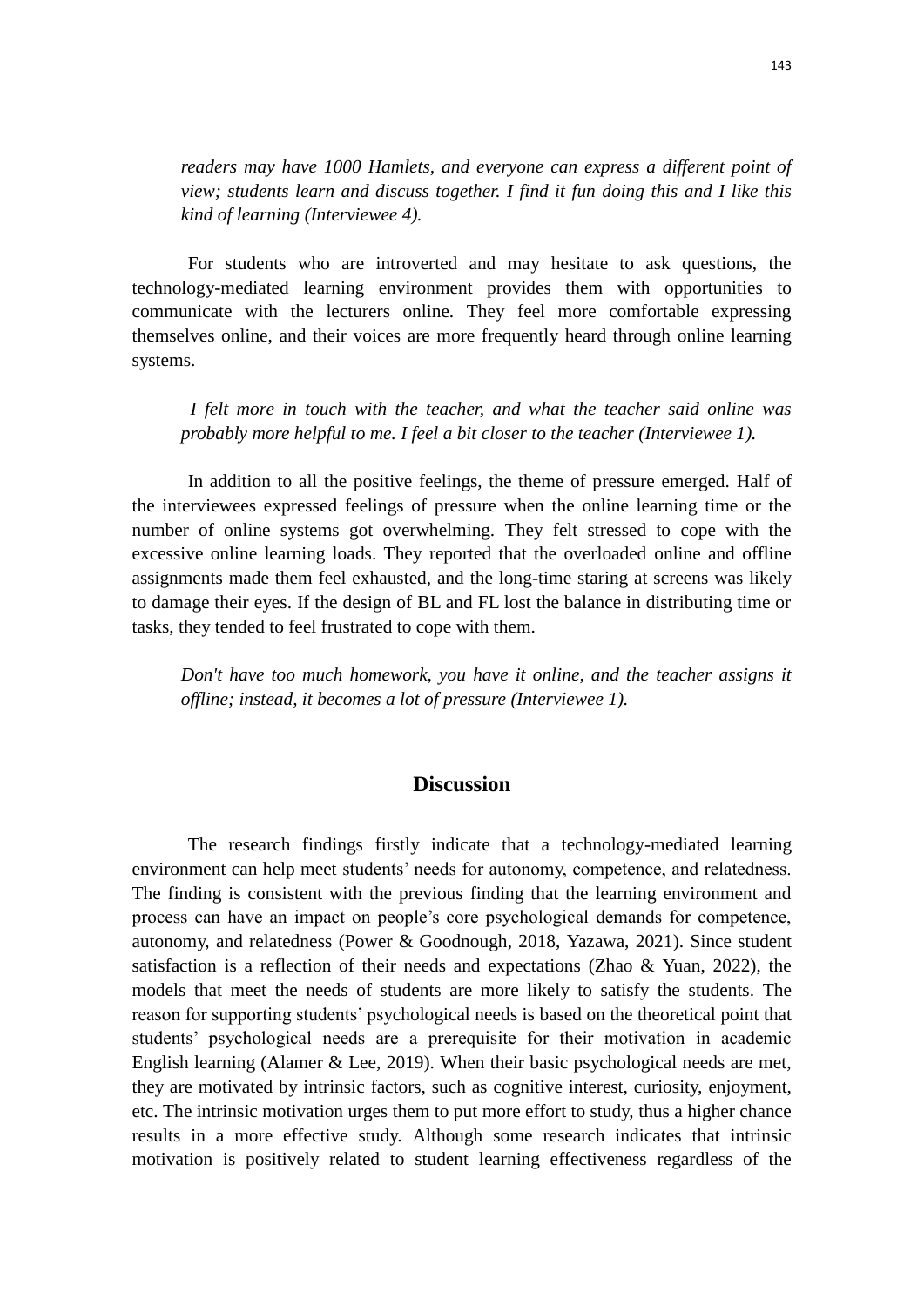*readers may have 1000 Hamlets, and everyone can express a different point of view; students learn and discuss together. I find it fun doing this and I like this kind of learning (Interviewee 4).*

For students who are introverted and may hesitate to ask questions, the technology-mediated learning environment provides them with opportunities to communicate with the lecturers online. They feel more comfortable expressing themselves online, and their voices are more frequently heard through online learning systems.

*I felt more in touch with the teacher, and what the teacher said online was probably more helpful to me. I feel a bit closer to the teacher (Interviewee 1).*

In addition to all the positive feelings, the theme of pressure emerged. Half of the interviewees expressed feelings of pressure when the online learning time or the number of online systems got overwhelming. They felt stressed to cope with the excessive online learning loads. They reported that the overloaded online and offline assignments made them feel exhausted, and the long-time staring at screens was likely to damage their eyes. If the design of BL and FL lost the balance in distributing time or tasks, they tended to feel frustrated to cope with them.

*Don't have too much homework, you have it online, and the teacher assigns it offline; instead, it becomes a lot of pressure (Interviewee 1).*

## Discussion

The research findings firstly indicate that a technology-mediated learning environment can help meet students' needs for autonomy, competence, and relatedness. The finding is consistent with the previous finding that the learning environment and process can have an impact on people's core psychological demands for competence, autonomy, and relatedness (Power & Goodnough, 2018, Yazawa, 2021). Since student satisfaction is a reflection of their needs and expectations (Zhao & Yuan, 2022), the models that meet the needs of students are more likely to satisfy the students. The reason for supporting students' psychological needs is based on the theoretical point that students' psychological needs are a prerequisite for their motivation in academic English learning (Alamer & Lee, 2019). When their basic psychological needs are met, they are motivated by intrinsic factors, such as cognitive interest, curiosity, enjoyment, etc. The intrinsic motivation urges them to put more effort to study, thus a higher chance results in a more effective study. Although some research indicates that intrinsic motivation is positively related to student learning effectiveness regardless of the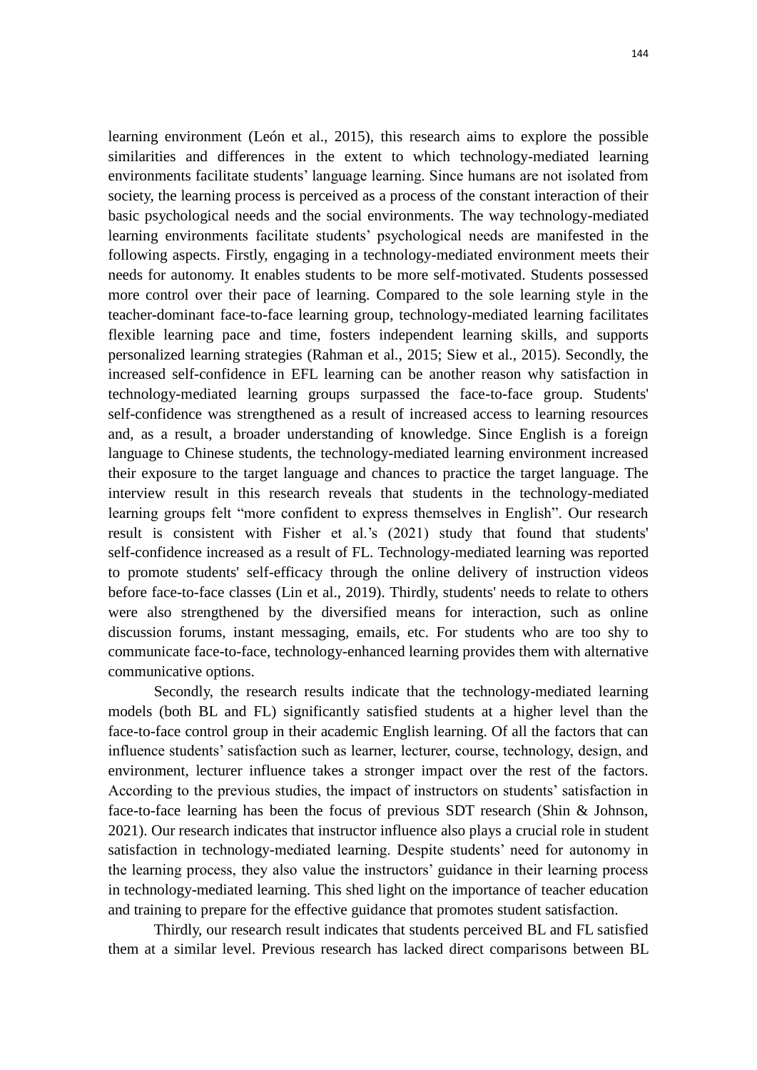learning environment (León et al., 2015), this research aims to explore the possible similarities and differences in the extent to which technology-mediated learning environments facilitate students' language learning. Since humans are not isolated from society, the learning process is perceived as a process of the constant interaction of their basic psychological needs and the social environments. The way technology-mediated learning environments facilitate students' psychological needs are manifested in the following aspects. Firstly, engaging in a technology-mediated environment meets their needs for autonomy. It enables students to be more self-motivated. Students possessed more control over their pace of learning. Compared to the sole learning style in the teacher-dominant face-to-face learning group, technology-mediated learning facilitates flexible learning pace and time, fosters independent learning skills, and supports personalized learning strategies (Rahman et al., 2015; Siew et al., 2015). Secondly, the increased self-confidence in EFL learning can be another reason why satisfaction in technology-mediated learning groups surpassed the face-to-face group. Students' self-confidence was strengthened as a result of increased access to learning resources and, as a result, a broader understanding of knowledge. Since English is a foreign language to Chinese students, the technology-mediated learning environment increased their exposure to the target language and chances to practice the target language. The interview result in this research reveals that students in the technology-mediated learning groups felt "more confident to express themselves in English". Our research result is consistent with Fisher et al.'s (2021) study that found that students' self-confidence increased as a result of FL. Technology-mediated learning was reported to promote students' self-efficacy through the online delivery of instruction videos before face-to-face classes (Lin et al., 2019). Thirdly, students' needs to relate to others were also strengthened by the diversified means for interaction, such as online discussion forums, instant messaging, emails, etc. For students who are too shy to communicate face-to-face, technology-enhanced learning provides them with alternative communicative options.

Secondly, the research results indicate that the technology-mediated learning models (both BL and FL) significantly satisfied students at a higher level than the face-to-face control group in their academic English learning. Of all the factors that can influence students' satisfaction such as learner, lecturer, course, technology, design, and environment, lecturer influence takes a stronger impact over the rest of the factors. According to the previous studies, the impact of instructors on students' satisfaction in face-to-face learning has been the focus of previous SDT research (Shin & Johnson, 2021). Our research indicates that instructor influence also plays a crucial role in student satisfaction in technology-mediated learning. Despite students' need for autonomy in the learning process, they also value the instructors' guidance in their learning process in technology-mediated learning. This shed light on the importance of teacher education and training to prepare for the effective guidance that promotes student satisfaction.

Thirdly, our research result indicates that students perceived BL and FL satisfied them at a similar level. Previous research has lacked direct comparisons between BL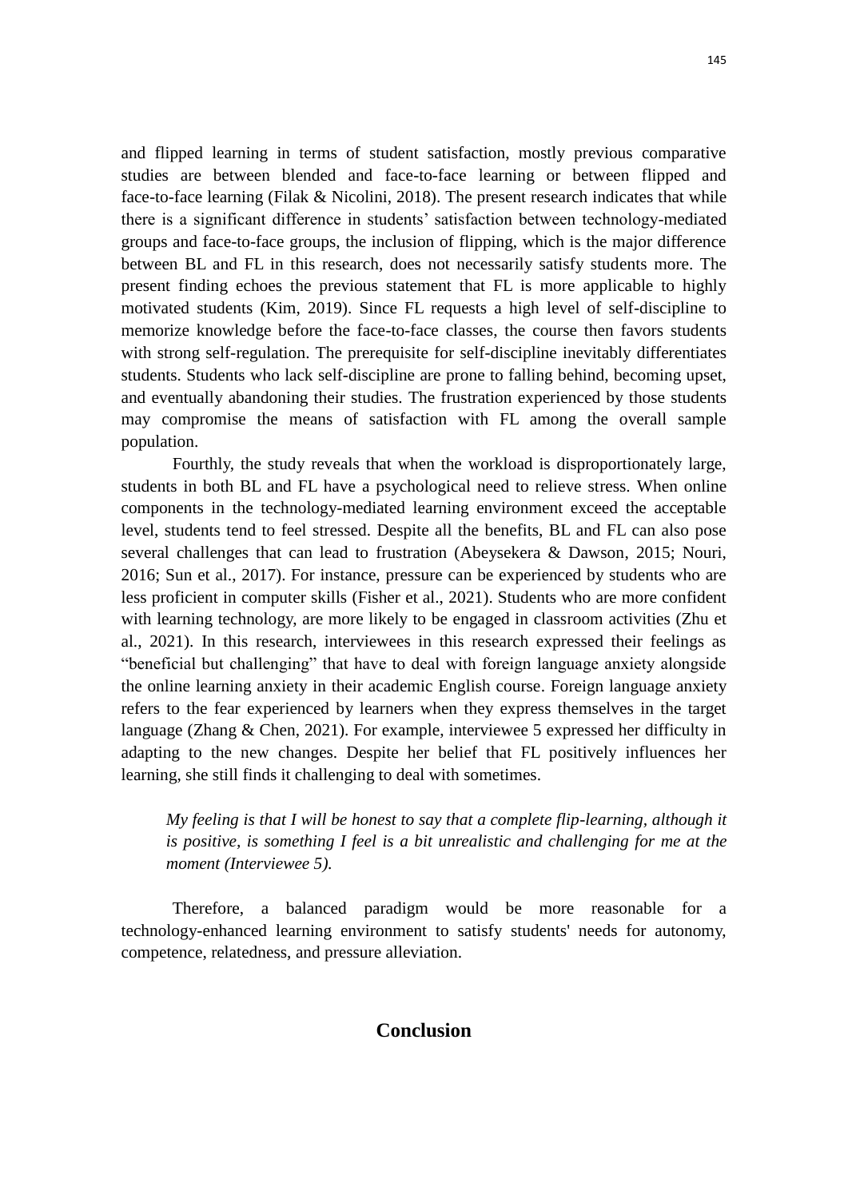and flipped learning in terms of student satisfaction, mostly previous comparative studies are between blended and face-to-face learning or between flipped and face-to-face learning (Filak & Nicolini, 2018). The present research indicates that while there is a significant difference in students' satisfaction between technology-mediated groups and face-to-face groups, the inclusion of flipping, which is the major difference between BL and FL in this research, does not necessarily satisfy students more. The present finding echoes the previous statement that FL is more applicable to highly motivated students (Kim, 2019). Since FL requests a high level of self-discipline to memorize knowledge before the face-to-face classes, the course then favors students with strong self-regulation. The prerequisite for self-discipline inevitably differentiates students. Students who lack self-discipline are prone to falling behind, becoming upset, and eventually abandoning their studies. The frustration experienced by those students may compromise the means of satisfaction with FL among the overall sample population.

Fourthly, the study reveals that when the workload is disproportionately large, students in both BL and FL have a psychological need to relieve stress. When online components in the technology-mediated learning environment exceed the acceptable level, students tend to feel stressed. Despite all the benefits, BL and FL can also pose several challenges that can lead to frustration (Abeysekera & Dawson, 2015; Nouri, 2016; Sun et al., 2017). For instance, pressure can be experienced by students who are less proficient in computer skills (Fisher et al., 2021). Students who are more confident with learning technology, are more likely to be engaged in classroom activities (Zhu et al., 2021). In this research, interviewees in this research expressed their feelings as "beneficial but challenging" that have to deal with foreign language anxiety alongside the online learning anxiety in their academic English course. Foreign language anxiety refers to the fear experienced by learners when they express themselves in the target language (Zhang & Chen, 2021). For example, interviewee 5 expressed her difficulty in adapting to the new changes. Despite her belief that FL positively influences her learning, she still finds it challenging to deal with sometimes.

> *My feeling is that I will be honest to say that a complete flip-learning, although it is positive, is something I feel is a bit unrealistic and challenging for me at the moment (Interviewee 5).*

Therefore, a balanced paradigm would be more reasonable for a technology-enhanced learning environment to satisfy students' needs for autonomy, competence, relatedness, and pressure alleviation.

## Conclusion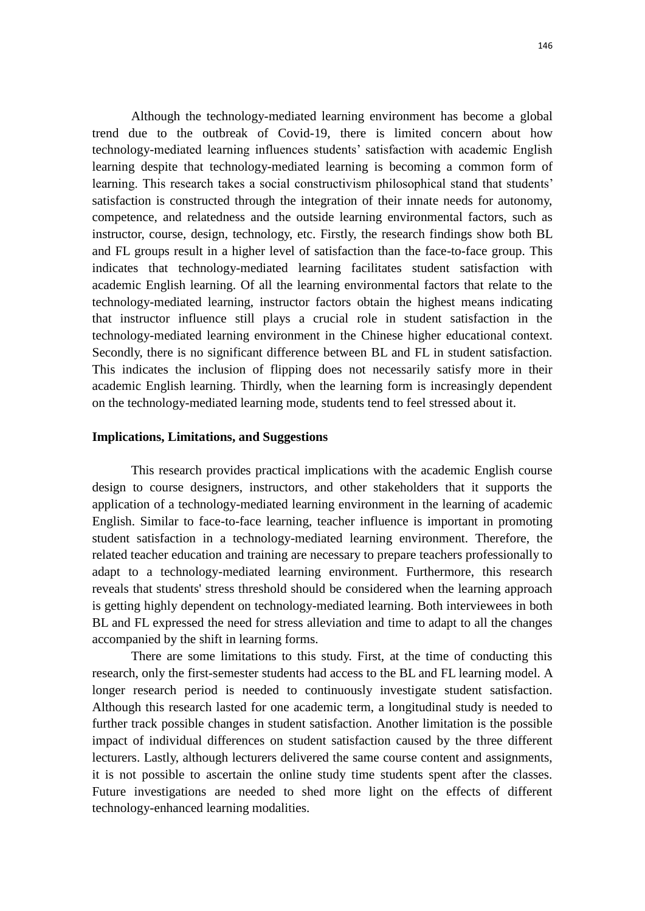Although the technology-mediated learning environment has become a global trend due to the outbreak of Covid-19, there is limited concern about how technology-mediated learning influences students' satisfaction with academic English learning despite that technology-mediated learning is becoming a common form of learning. This research takes a social constructivism philosophical stand that students' satisfaction is constructed through the integration of their innate needs for autonomy, competence, and relatedness and the outside learning environmental factors, such as instructor, course, design, technology, etc. Firstly, the research findings show both BL and FL groups result in a higher level of satisfaction than the face-to-face group. This indicates that technology-mediated learning facilitates student satisfaction with academic English learning. Of all the learning environmental factors that relate to the technology-mediated learning, instructor factors obtain the highest means indicating that instructor influence still plays a crucial role in student satisfaction in the technology-mediated learning environment in the Chinese higher educational context. Secondly, there is no significant difference between BL and FL in student satisfaction. This indicates the inclusion of flipping does not necessarily satisfy more in their academic English learning. Thirdly, when the learning form is increasingly dependent on the technology-mediated learning mode, students tend to feel stressed about it.

**Implications, Limitations, and Suggestions**

This research provides practical implications with the academic English course design to course designers, instructors, and other stakeholders that it supports the application of a technology-mediated learning environment in the learning of academic English. Similar to face-to-face learning, teacher influence is important in promoting student satisfaction in a technology-mediated learning environment. Therefore, the related teacher education and training are necessary to prepare teachers professionally to adapt to a technology-mediated learning environment. Furthermore, this research reveals that students' stress threshold should be considered when the learning approach is getting highly dependent on technology-mediated learning. Both interviewees in both BL and FL expressed the need for stress alleviation and time to adapt to all the changes accompanied by the shift in learning forms.

There are some limitations to this study. First, at the time of conducting this research, only the first-semester students had access to the BL and FL learning model. A longer research period is needed to continuously investigate student satisfaction. Although this research lasted for one academic term, a longitudinal study is needed to further track possible changes in student satisfaction. Another limitation is the possible impact of individual differences on student satisfaction caused by the three different lecturers. Lastly, although lecturers delivered the same course content and assignments, it is not possible to ascertain the online study time students spent after the classes. Future investigations are needed to shed more light on the effects of different technology-enhanced learning modalities.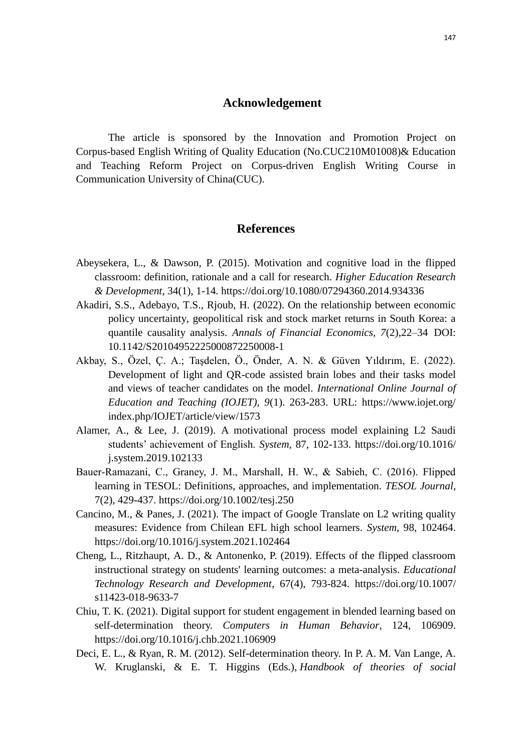## Acknowledgement

The article is sponsored by the Innovation and Promotion Project on Corpus-based English Writing of Quality Education (No.CUC210M01008)& Education and Teaching Reform Project on Corpus-driven English Writing Course in Communication University of China(CUC).

## References

Abeysekera, L., & Dawson, P. (2015). Motivation and cognitive load in the flipped classroom: definition, rationale and a call for research. *Higher Education Research & Development*, 34(1), 1-14. https://doi.org/10.1080/07294360.2014.934336

Akadiri, S.S., Adebayo, T.S., Rjoub, H. (2022). On the relationship between economic policy uncertainty, geopolitical risk and stock market returns in South Korea: a quantile causality analysis. *Annals of Financial Economics, 7*(2),22–34 DOI: 10.1142/S2010495222500087​2250008-1

Akbay, S., Özel, Ç. A.; Taşdelen, Ö., Önder, A. N. & Güven Yıldırım, E. (2022). Development of light and QR-code assisted brain lobes and their tasks model and views of teacher candidates on the model. *International Online Journal of Education and Teaching (IOJET), 9*(1). 263-283. URL: https://www.iojet.org/index.php/IOJET/article/view/1573

Alamer, A., & Lee, J. (2019). A motivational process model explaining L2 Saudi students' achievement of English. *System*, 87, 102-133. https://doi.org/10.1016/j.system.2019.102133

Bauer-Ramazani, C., Graney, J. M., Marshall, H. W., & Sabieh, C. (2016). Flipped learning in TESOL: Definitions, approaches, and implementation. *TESOL Journal*, 7(2), 429-437. https://doi.org/10.1002/tesj.250

Cancino, M., & Panes, J. (2021). The impact of Google Translate on L2 writing quality measures: Evidence from Chilean EFL high school learners. *System*, 98, 102464. https://doi.org/10.1016/j.system.2021.102464

Cheng, L., Ritzhaupt, A. D., & Antonenko, P. (2019). Effects of the flipped classroom instructional strategy on students' learning outcomes: a meta-analysis. *Educational Technology Research and Development*, 67(4), 793-824. https://doi.org/10.1007/s11423-018-9633-7

Chiu, T. K. (2021). Digital support for student engagement in blended learning based on self-determination theory. *Computers in Human Behavior*, 124, 106909. https://doi.org/10.1016/j.chb.2021.106909

Deci, E. L., & Ryan, R. M. (2012). Self-determination theory. In P. A. M. Van Lange, A. W. Kruglanski, & E. T. Higgins (Eds.), *Handbook of theories of social*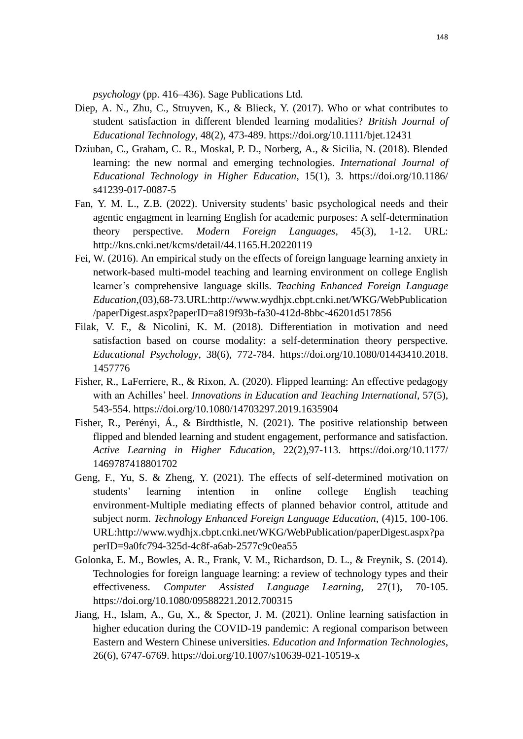*psychology* (pp. 416–436). Sage Publications Ltd.

Diep, A. N., Zhu, C., Struyven, K., & Blieck, Y. (2017). Who or what contributes to student satisfaction in different blended learning modalities? *British Journal of Educational Technology*, 48(2), 473-489. https://doi.org/10.1111/bjet.12431

Dziuban, C., Graham, C. R., Moskal, P. D., Norberg, A., & Sicilia, N. (2018). Blended learning: the new normal and emerging technologies. *International Journal of Educational Technology in Higher Education*, 15(1), 3. https://doi.org/10.1186/s41239-017-0087-5

Fan, Y. M. L., Z.B. (2022). University students' basic psychological needs and their agentic engagment in learning English for academic purposes: A self-determination theory perspective. *Modern Foreign Languages*, 45(3), 1-12. URL: http://kns.cnki.net/kcms/detail/44.1165.H.20220119

Fei, W. (2016). An empirical study on the effects of foreign language learning anxiety in network-based multi-model teaching and learning environment on college English learner's comprehensive language skills. *Teaching Enhanced Foreign Language Education*,(03),68-73.URL:http://www.wydhjx.cbpt.cnki.net/WKG/WebPublication/paperDigest.aspx?paperID=a819f93b-fa30-412d-8bbc-46201d517856

Filak, V. F., & Nicolini, K. M. (2018). Differentiation in motivation and need satisfaction based on course modality: a self-determination theory perspective. *Educational Psychology*, 38(6), 772-784. https://doi.org/10.1080/01443410.2018.1457776

Fisher, R., LaFerriere, R., & Rixon, A. (2020). Flipped learning: An effective pedagogy with an Achilles' heel. *Innovations in Education and Teaching International*, 57(5), 543-554. https://doi.org/10.1080/14703297.2019.1635904

Fisher, R., Perényi, Á., & Birdthistle, N. (2021). The positive relationship between flipped and blended learning and student engagement, performance and satisfaction. *Active Learning in Higher Education*, 22(2),97-113. https://doi.org/10.1177/1469787418801702

Geng, F., Yu, S. & Zheng, Y. (2021). The effects of self-determined motivation on students' learning intention in online college English teaching environment-Multiple mediating effects of planned behavior control, attitude and subject norm. *Technology Enhanced Foreign Language Education*, (4)15, 100-106. URL:http://www.wydhjx.cbpt.cnki.net/WKG/WebPublication/paperDigest.aspx?paperID=9a0fc794-325d-4c8f-a6ab-2577c9c0ea55

Golonka, E. M., Bowles, A. R., Frank, V. M., Richardson, D. L., & Freynik, S. (2014). Technologies for foreign language learning: a review of technology types and their effectiveness. *Computer Assisted Language Learning*, 27(1), 70-105. https://doi.org/10.1080/09588221.2012.700315

Jiang, H., Islam, A., Gu, X., & Spector, J. M. (2021). Online learning satisfaction in higher education during the COVID-19 pandemic: A regional comparison between Eastern and Western Chinese universities. *Education and Information Technologies*, 26(6), 6747-6769. https://doi.org/10.1007/s10639-021-10519-x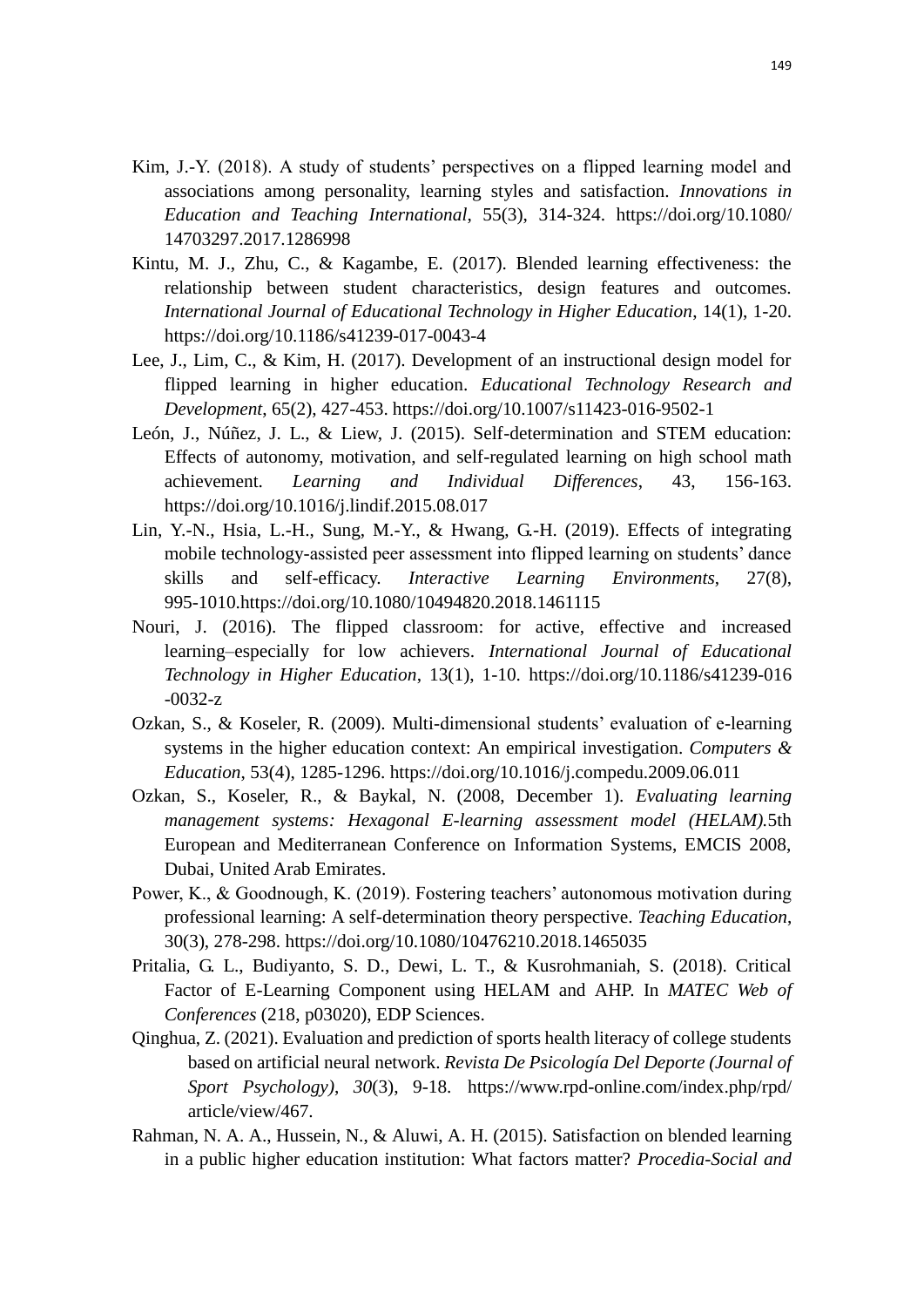Kim, J.-Y. (2018). A study of students' perspectives on a flipped learning model and associations among personality, learning styles and satisfaction. *Innovations in Education and Teaching International*, 55(3), 314-324. https://doi.org/10.1080/14703297.2017.1286998

Kintu, M. J., Zhu, C., & Kagambe, E. (2017). Blended learning effectiveness: the relationship between student characteristics, design features and outcomes. *International Journal of Educational Technology in Higher Education*, 14(1), 1-20. https://doi.org/10.1186/s41239-017-0043-4

Lee, J., Lim, C., & Kim, H. (2017). Development of an instructional design model for flipped learning in higher education. *Educational Technology Research and Development*, 65(2), 427-453. https://doi.org/10.1007/s11423-016-9502-1

León, J., Núñez, J. L., & Liew, J. (2015). Self-determination and STEM education: Effects of autonomy, motivation, and self-regulated learning on high school math achievement. *Learning and Individual Differences*, 43, 156-163. https://doi.org/10.1016/j.lindif.2015.08.017

Lin, Y.-N., Hsia, L.-H., Sung, M.-Y., & Hwang, G.-H. (2019). Effects of integrating mobile technology-assisted peer assessment into flipped learning on students' dance skills and self-efficacy. *Interactive Learning Environments*, 27(8), 995-1010.https://doi.org/10.1080/10494820.2018.1461115

Nouri, J. (2016). The flipped classroom: for active, effective and increased learning–especially for low achievers. *International Journal of Educational Technology in Higher Education*, 13(1), 1-10. https://doi.org/10.1186/s41239-016-0032-z

Ozkan, S., & Koseler, R. (2009). Multi-dimensional students' evaluation of e-learning systems in the higher education context: An empirical investigation. *Computers & Education*, 53(4), 1285-1296. https://doi.org/10.1016/j.compedu.2009.06.011

Ozkan, S., Koseler, R., & Baykal, N. (2008, December 1). *Evaluating learning management systems: Hexagonal E-learning assessment model (HELAM).*5th European and Mediterranean Conference on Information Systems, EMCIS 2008, Dubai, United Arab Emirates.

Power, K., & Goodnough, K. (2019). Fostering teachers' autonomous motivation during professional learning: A self-determination theory perspective. *Teaching Education*, 30(3), 278-298. https://doi.org/10.1080/10476210.2018.1465035

Pritalia, G. L., Budiyanto, S. D., Dewi, L. T., & Kusrohmaniah, S. (2018). Critical Factor of E-Learning Component using HELAM and AHP. In *MATEC Web of Conferences* (218, p03020), EDP Sciences.

Qinghua, Z. (2021). Evaluation and prediction of sports health literacy of college students based on artificial neural network. *Revista De Psicología Del Deporte (Journal of Sport Psychology)*, *30*(3), 9-18. https://www.rpd-online.com/index.php/rpd/article/view/467.

Rahman, N. A. A., Hussein, N., & Aluwi, A. H. (2015). Satisfaction on blended learning in a public higher education institution: What factors matter? *Procedia-Social and*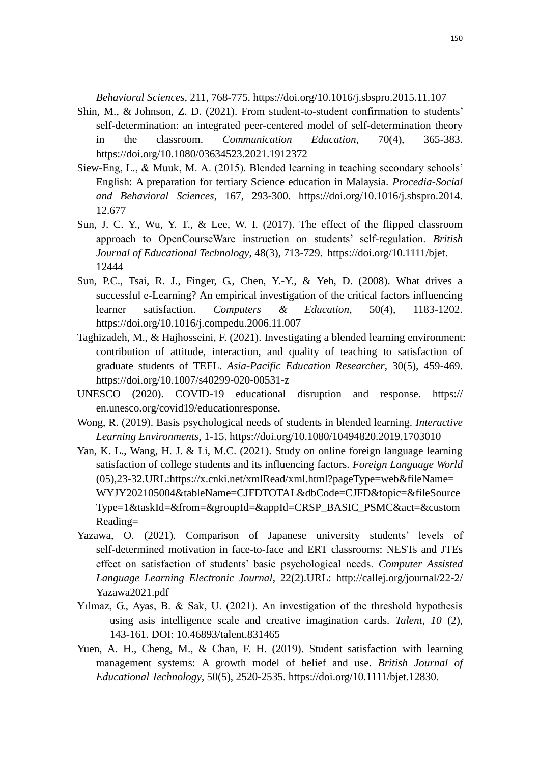*Behavioral Sciences*, 211, 768-775. https://doi.org/10.1016/j.sbspro.2015.11.107

Shin, M., & Johnson, Z. D. (2021). From student-to-student confirmation to students' self-determination: an integrated peer-centered model of self-determination theory in the classroom. *Communication Education*, 70(4), 365-383. https://doi.org/10.1080/03634523.2021.1912372

Siew-Eng, L., & Muuk, M. A. (2015). Blended learning in teaching secondary schools' English: A preparation for tertiary Science education in Malaysia. *Procedia-Social and Behavioral Sciences*, 167, 293-300. https://doi.org/10.1016/j.sbspro.2014.12.677

Sun, J. C. Y., Wu, Y. T., & Lee, W. I. (2017). The effect of the flipped classroom approach to OpenCourseWare instruction on students' self-regulation. *British Journal of Educational Technology*, 48(3), 713-729. https://doi.org/10.1111/bjet.12444

Sun, P.C., Tsai, R. J., Finger, G., Chen, Y.-Y., & Yeh, D. (2008). What drives a successful e-Learning? An empirical investigation of the critical factors influencing learner satisfaction. *Computers & Education*, 50(4), 1183-1202. https://doi.org/10.1016/j.compedu.2006.11.007

Taghizadeh, M., & Hajhosseini, F. (2021). Investigating a blended learning environment: contribution of attitude, interaction, and quality of teaching to satisfaction of graduate students of TEFL. *Asia-Pacific Education Researcher*, 30(5), 459-469. https://doi.org/10.1007/s40299-020-00531-z

UNESCO (2020). COVID-19 educational disruption and response. https://en.unesco.org/covid19/educationresponse.

Wong, R. (2019). Basis psychological needs of students in blended learning. *Interactive Learning Environments*, 1-15. https://doi.org/10.1080/10494820.2019.1703010

Yan, K. L., Wang, H. J. & Li, M.C. (2021). Study on online foreign language learning satisfaction of college students and its influencing factors. *Foreign Language World* (05),23-32.URL:https://x.cnki.net/xmlRead/xml.html?pageType=web&fileName=WYJY202105004&tableName=CJFDTOTAL&dbCode=CJFD&topic=&fileSourceType=1&taskId=&from=&groupId=&appId=CRSP_BASIC_PSMC&act=&customReading=

Yazawa, O. (2021). Comparison of Japanese university students' levels of self-determined motivation in face-to-face and ERT classrooms: NESTs and JTEs effect on satisfaction of students' basic psychological needs. *Computer Assisted Language Learning Electronic Journal*, 22(2).URL: http://callej.org/journal/22-2/Yazawa2021.pdf

Yılmaz, G., Ayas, B. & Sak, U. (2021). An investigation of the threshold hypothesis using asis intelligence scale and creative imagination cards. *Talent*, *10* (2), 143-161. DOI: 10.46893/talent.831465

Yuen, A. H., Cheng, M., & Chan, F. H. (2019). Student satisfaction with learning management systems: A growth model of belief and use. *British Journal of Educational Technology*, 50(5), 2520-2535. https://doi.org/10.1111/bjet.12830.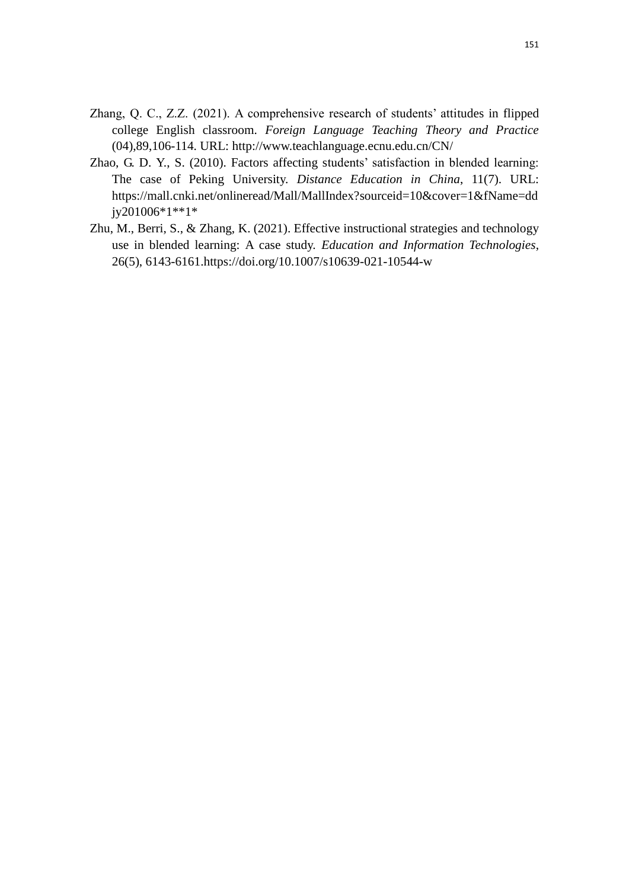Zhang, Q. C., Z.Z. (2021). A comprehensive research of students' attitudes in flipped college English classroom. *Foreign Language Teaching Theory and Practice* (04),89,106-114. URL: http://www.teachlanguage.ecnu.edu.cn/CN/

Zhao, G. D. Y., S. (2010). Factors affecting students' satisfaction in blended learning: The case of Peking University. *Distance Education in China*, 11(7). URL: https://mall.cnki.net/onlineread/Mall/MallIndex?sourceid=10&cover=1&fName=ddjy201006*1**1*

Zhu, M., Berri, S., & Zhang, K. (2021). Effective instructional strategies and technology use in blended learning: A case study. *Education and Information Technologies*, 26(5), 6143-6161.https://doi.org/10.1007/s10639-021-10544-w